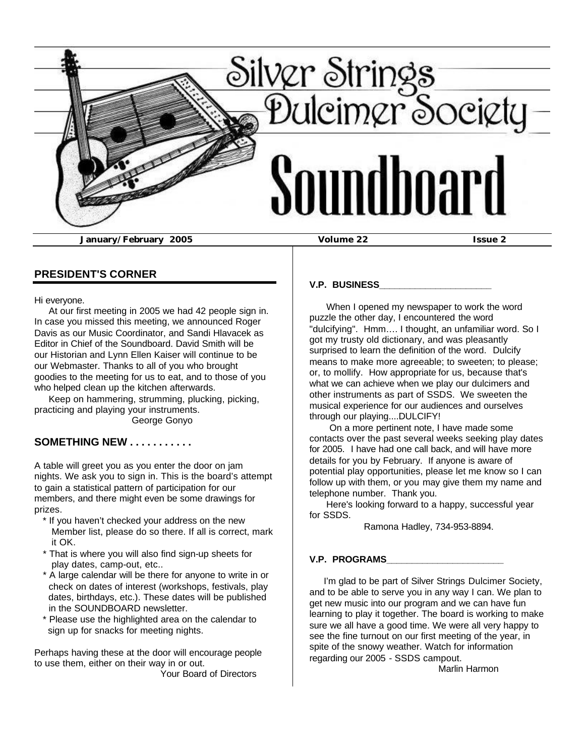# Silver Strings Dulcimer Society

# Soundboard

January/February 2005 | Volume 22 | Issue 2

## PRESIDENT'S CORNER

Hi everyone.

At our first meeting in 2005 we had 42 people sign in. In case you missed this meeting, we announced Roger Davis as our Music Coordinator, and Sandi Hlavacek as Editor in Chief of the Soundboard. David Smith will be our Historian and Lynn Ellen Kaiser will continue to be our Webmaster. Thanks to all of you who brought goodies to the meeting for us to eat, and to those of you who helped clean up the kitchen afterwards.

Keep on hammering, strumming, plucking, picking, practicing and playing your instruments.

George Gonyo

## SOMETHING NEW . . . . . . . . . . .

A table will greet you as you enter the door on jam nights. We ask you to sign in. This is the board's attempt to gain a statistical pattern of participation for our members, and there might even be some drawings for prizes.

* If you haven't checked your address on the new Member list, please do so there. If all is correct, mark it OK.
* That is where you will also find sign-up sheets for play dates, camp-out, etc..
* A large calendar will be there for anyone to write in or check on dates of interest (workshops, festivals, play dates, birthdays, etc.). These dates will be published in the SOUNDBOARD newsletter.
* Please use the highlighted area on the calendar to sign up for snacks for meeting nights.

Perhaps having these at the door will encourage people to use them, either on their way in or out.

Your Board of Directors

### V.P. BUSINESS

When I opened my newspaper to work the word puzzle the other day, I encountered the word "dulcifying". Hmm…. I thought, an unfamiliar word. So I got my trusty old dictionary, and was pleasantly surprised to learn the definition of the word. Dulcify means to make more agreeable; to sweeten; to please; or, to mollify. How appropriate for us, because that's what we can achieve when we play our dulcimers and other instruments as part of SSDS. We sweeten the musical experience for our audiences and ourselves through our playing....DULCIFY!

On a more pertinent note, I have made some contacts over the past several weeks seeking play dates for 2005. I have had one call back, and will have more details for you by February. If anyone is aware of potential play opportunities, please let me know so I can follow up with them, or you may give them my name and telephone number. Thank you.

Here's looking forward to a happy, successful year for SSDS.

Ramona Hadley, 734-953-8894.

### V.P. PROGRAMS

I'm glad to be part of Silver Strings Dulcimer Society, and to be able to serve you in any way I can. We plan to get new music into our program and we can have fun learning to play it together. The board is working to make sure we all have a good time. We were all very happy to see the fine turnout on our first meeting of the year, in spite of the snowy weather. Watch for information regarding our 2005 - SSDS campout.

Marlin Harmon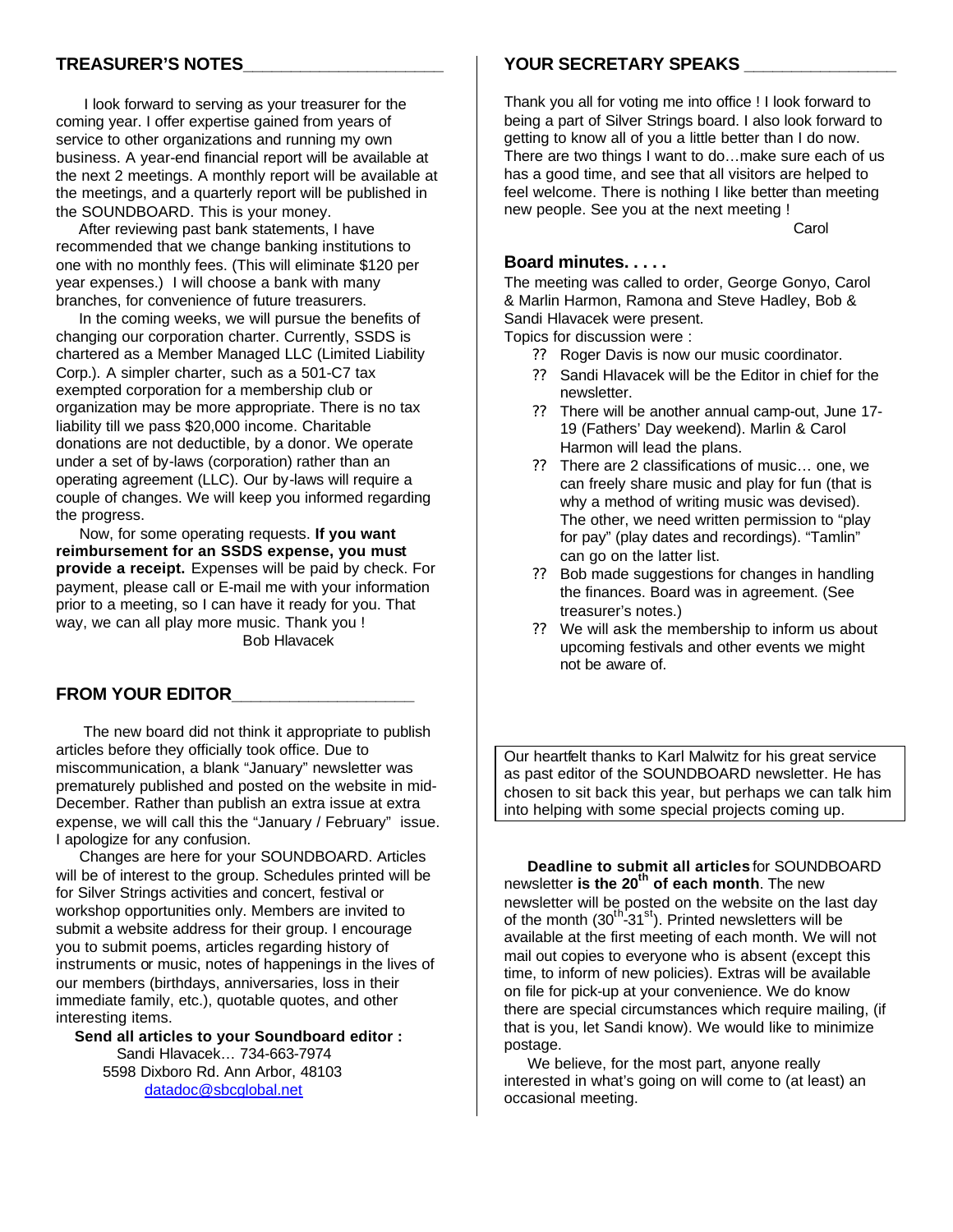## TREASURER'S NOTES

I look forward to serving as your treasurer for the coming year. I offer expertise gained from years of service to other organizations and running my own business. A year-end financial report will be available at the next 2 meetings. A monthly report will be available at the meetings, and a quarterly report will be published in the SOUNDBOARD. This is your money.

After reviewing past bank statements, I have recommended that we change banking institutions to one with no monthly fees. (This will eliminate $120 per year expenses.) I will choose a bank with many branches, for convenience of future treasurers.

In the coming weeks, we will pursue the benefits of changing our corporation charter. Currently, SSDS is chartered as a Member Managed LLC (Limited Liability Corp.). A simpler charter, such as a 501-C7 tax exempted corporation for a membership club or organization may be more appropriate. There is no tax liability till we pass $20,000 income. Charitable donations are not deductible, by a donor. We operate under a set of by-laws (corporation) rather than an operating agreement (LLC). Our by-laws will require a couple of changes. We will keep you informed regarding the progress.

Now, for some operating requests. **If you want reimbursement for an SSDS expense, you must provide a receipt.** Expenses will be paid by check. For payment, please call or E-mail me with your information prior to a meeting, so I can have it ready for you. That way, we can all play more music. Thank you !

Bob Hlavacek

## FROM YOUR EDITOR

The new board did not think it appropriate to publish articles before they officially took office. Due to miscommunication, a blank "January" newsletter was prematurely published and posted on the website in mid-December. Rather than publish an extra issue at extra expense, we will call this the "January / February" issue. I apologize for any confusion.

Changes are here for your SOUNDBOARD. Articles will be of interest to the group. Schedules printed will be for Silver Strings activities and concert, festival or workshop opportunities only. Members are invited to submit a website address for their group. I encourage you to submit poems, articles regarding history of instruments or music, notes of happenings in the lives of our members (birthdays, anniversaries, loss in their immediate family, etc.), quotable quotes, and other interesting items.

**Send all articles to your Soundboard editor :**
Sandi Hlavacek… 734-663-7974
5598 Dixboro Rd. Ann Arbor, 48103
datadoc@sbcglobal.net

## YOUR SECRETARY SPEAKS

Thank you all for voting me into office ! I look forward to being a part of Silver Strings board. I also look forward to getting to know all of you a little better than I do now. There are two things I want to do…make sure each of us has a good time, and see that all visitors are helped to feel welcome. There is nothing I like better than meeting new people. See you at the next meeting !

Carol

### Board minutes. . . . .

The meeting was called to order, George Gonyo, Carol & Marlin Harmon, Ramona and Steve Hadley, Bob & Sandi Hlavacek were present.

Topics for discussion were :

- Roger Davis is now our music coordinator.
- Sandi Hlavacek will be the Editor in chief for the newsletter.
- There will be another annual camp-out, June 17-19 (Fathers' Day weekend). Marlin & Carol Harmon will lead the plans.
- There are 2 classifications of music… one, we can freely share music and play for fun (that is why a method of writing music was devised). The other, we need written permission to "play for pay" (play dates and recordings). "Tamlin" can go on the latter list.
- Bob made suggestions for changes in handling the finances. Board was in agreement. (See treasurer's notes.)
- We will ask the membership to inform us about upcoming festivals and other events we might not be aware of.

Our heartfelt thanks to Karl Malwitz for his great service as past editor of the SOUNDBOARD newsletter. He has chosen to sit back this year, but perhaps we can talk him into helping with some special projects coming up.

**Deadline to submit all articles** for SOUNDBOARD newsletter **is the 20th of each month**. The new newsletter will be posted on the website on the last day of the month (30th-31st). Printed newsletters will be available at the first meeting of each month. We will not mail out copies to everyone who is absent (except this time, to inform of new policies). Extras will be available on file for pick-up at your convenience. We do know there are special circumstances which require mailing, (if that is you, let Sandi know). We would like to minimize postage.

We believe, for the most part, anyone really interested in what's going on will come to (at least) an occasional meeting.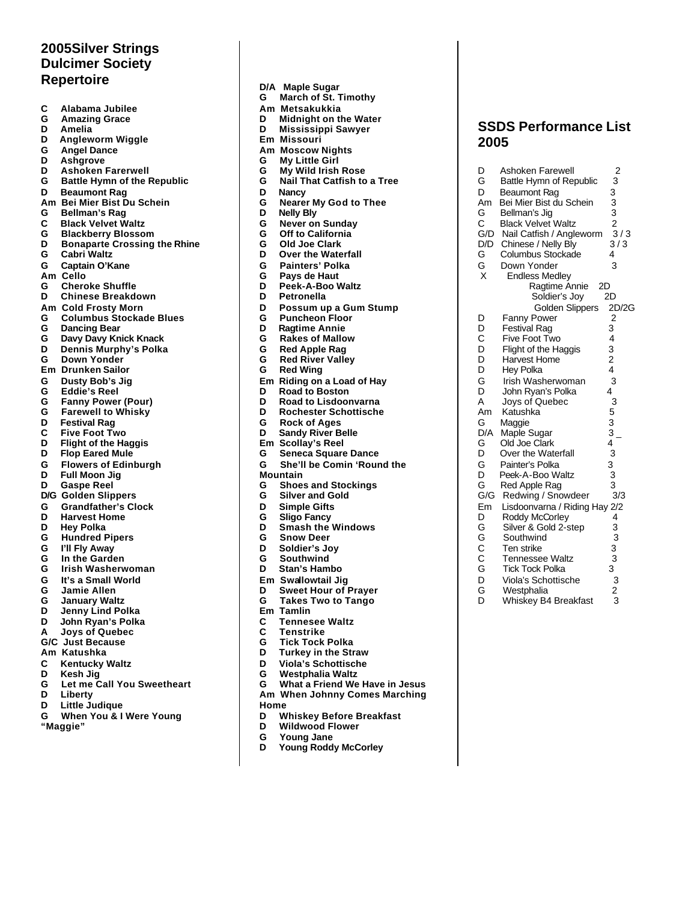## 2005Silver Strings Dulcimer Society Repertoire

C Alabama Jubilee
G Amazing Grace
D Amelia
D Angleworm Wiggle
G Angel Dance
D Ashgrove
D Ashoken Farerwell
G Battle Hymn of the Republic
D Beaumont Rag
Am Bei Mier Bist Du Schein
G Bellman's Rag
C Black Velvet Waltz
G Blackberry Blossom
D Bonaparte Crossing the Rhine
G Cabri Waltz
G Captain O'Kane
Am Cello
G Cheroke Shuffle
D Chinese Breakdown
Am Cold Frosty Morn
G Columbus Stockade Blues
G Dancing Bear
G Davy Davy Knick Knack
D Dennis Murphy's Polka
G Down Yonder
Em Drunken Sailor
G Dusty Bob's Jig
G Eddie's Reel
G Fanny Power (Pour)
G Farewell to Whisky
D Festival Rag
C Five Foot Two
D Flight of the Haggis
D Flop Eared Mule
G Flowers of Edinburgh
D Full Moon Jig
D Gaspe Reel
D/G Golden Slippers
G Grandfather's Clock
D Harvest Home
D Hey Polka
G Hundred Pipers
G I'll Fly Away
G In the Garden
G Irish Washerwoman
G It's a Small World
G Jamie Allen
G January Waltz
D Jenny Lind Polka
D John Ryan's Polka
A Joys of Quebec
G/C Just Because
Am Katushka
C Kentucky Waltz
D Kesh Jig
G Let me Call You Sweetheart
D Liberty
D Little Judique
G When You & I Were Young "Maggie"

D/A Maple Sugar
G March of St. Timothy
Am Metsakukkia
D Midnight on the Water
D Mississippi Sawyer
Em Missouri
Am Moscow Nights
G My Little Girl
G My Wild Irish Rose
G Nail That Catfish to a Tree
D Nancy
G Nearer My God to Thee
D Nelly Bly
G Never on Sunday
G Off to California
G Old Joe Clark
D Over the Waterfall
G Painters' Polka
G Pays de Haut
D Peek-A-Boo Waltz
D Petronella
D Possum up a Gum Stump
G Puncheon Floor
D Ragtime Annie
G Rakes of Mallow
G Red Apple Rag
G Red River Valley
G Red Wing
Em Riding on a Load of Hay
D Road to Boston
D Road to Lisdoonvarna
D Rochester Schottische
G Rock of Ages
D Sandy River Belle
Em Scollay's Reel
G Seneca Square Dance
G She'll be Comin 'Round the Mountain
G Shoes and Stockings
G Silver and Gold
D Simple Gifts
G Sligo Fancy
D Smash the Windows
G Snow Deer
D Soldier's Joy
G Southwind
D Stan's Hambo
Em Swallowtail Jig
D Sweet Hour of Prayer
G Takes Two to Tango
Em Tamlin
C Tennesee Waltz
C Tenstrike
G Tick Tock Polka
D Turkey in the Straw
D Viola's Schottische
G Westphalia Waltz
G What a Friend We Have in Jesus
Am When Johnny Comes Marching Home
D Whiskey Before Breakfast
D Wildwood Flower
G Young Jane
D Young Roddy McCorley

## SSDS Performance List 2005

| Key | Tune | |
|---|---|---|
| D | Ashoken Farewell | 2 |
| G | Battle Hymn of Republic | 3 |
| D | Beaumont Rag | 3 |
| Am | Bei Mier Bist du Schein | 3 |
| G | Bellman's Jig | 3 |
| C | Black Velvet Waltz | 2 |
| G/D | Nail Catfish / Angleworm | 3 / 3 |
| D/D | Chinese / Nelly Bly | 3 / 3 |
| G | Columbus Stockade | 4 |
| G | Down Yonder | 3 |
| X | Endless Medley | |
| | Ragtime Annie | 2D |
| | Soldier's Joy | 2D |
| | Golden Slippers | 2D/2G |
| D | Fanny Power | 2 |
| D | Festival Rag | 3 |
| C | Five Foot Two | 4 |
| D | Flight of the Haggis | 3 |
| D | Harvest Home | 2 |
| D | Hey Polka | 4 |
| G | Irish Washerwoman | 3 |
| D | John Ryan's Polka | 4 |
| A | Joys of Quebec | 3 |
| Am | Katushka | 5 |
| G | Maggie | 3 |
| D/A | Maple Sugar | 3 _ |
| G | Old Joe Clark | 4 |
| D | Over the Waterfall | 3 |
| G | Painter's Polka | 3 |
| D | Peek-A-Boo Waltz | 3 |
| G | Red Apple Rag | 3 |
| G/G | Redwing / Snowdeer | 3/3 |
| Em | Lisdoonvarna / Riding Hay | 2/2 |
| D | Roddy McCorley | 4 |
| G | Silver & Gold 2-step | 3 |
| G | Southwind | 3 |
| C | Ten strike | 3 |
| C | Tennessee Waltz | 3 |
| G | Tick Tock Polka | 3 |
| D | Viola's Schottische | 3 |
| G | Westphalia | 2 |
| D | Whiskey B4 Breakfast | 3 |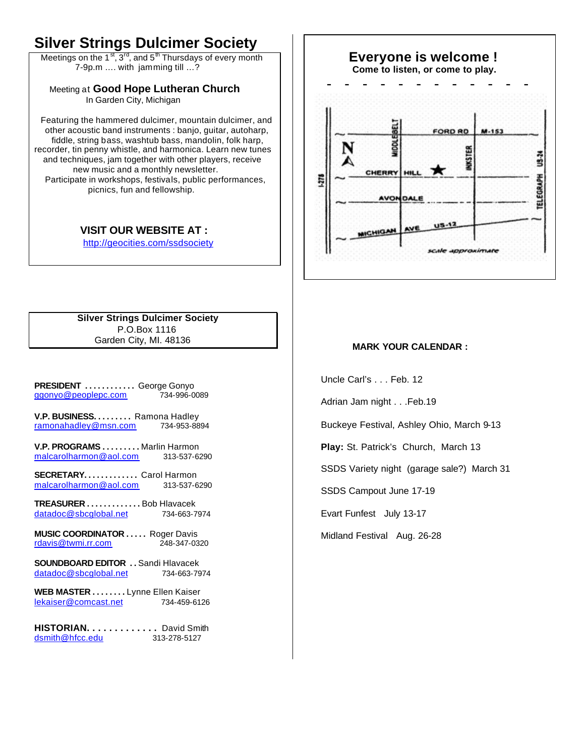# Silver Strings Dulcimer Society

Meetings on the 1st, 3rd, and 5th Thursdays of every month
7-9p.m …. with jamming till …?

Meeting at **Good Hope Lutheran Church**
In Garden City, Michigan

Featuring the hammered dulcimer, mountain dulcimer, and other acoustic band instruments : banjo, guitar, autoharp, fiddle, string bass, washtub bass, mandolin, folk harp, recorder, tin penny whistle, and harmonica. Learn new tunes and techniques, jam together with other players, receive new music and a monthly newsletter.
Participate in workshops, festivals, public performances, picnics, fun and fellowship.

**VISIT OUR WEBSITE AT :**
http://geocities.com/ssdsociety

**Silver Strings Dulcimer Society**
P.O.Box 1116
Garden City, MI. 48136

**PRESIDENT** . . . . . . . . . . . . George Gonyo
ggonyo@peoplepc.com 734-996-0089

**V.P. BUSINESS**. . . . . . . . . Ramona Hadley
ramonahadley@msn.com 734-953-8894

**V.P. PROGRAMS** . . . . . . . . . Marlin Harmon
malcarolharmon@aol.com 313-537-6290

**SECRETARY**. . . . . . . . . . . . . Carol Harmon
malcarolharmon@aol.com 313-537-6290

**TREASURER** . . . . . . . . . . . . . Bob Hlavacek
datadoc@sbcglobal.net 734-663-7974

**MUSIC COORDINATOR** . . . . . Roger Davis
rdavis@twmi.rr.com 248-347-0320

**SOUNDBOARD EDITOR** . . Sandi Hlavacek
datadoc@sbcglobal.net 734-663-7974

**WEB MASTER** . . . . . . . . Lynne Ellen Kaiser
lekaiser@comcast.net 734-459-6126

**HISTORIAN**. . . . . . . . . . . . . . David Smith
dsmith@hfcc.edu 313-278-5127

## Everyone is welcome !

**Come to listen, or come to play.**

FORD RD
M-153
MIDDLEBELT
INKSTER
CHERRY HILL
AVONDALE
MICHIGAN AVE
US-12
I-275
TELEGRAPH US-24
N
scale approximate

**MARK YOUR CALENDAR :**

Uncle Carl's . . . Feb. 12

Adrian Jam night . . .Feb.19

Buckeye Festival, Ashley Ohio, March 9-13

**Play:** St. Patrick's Church, March 13

SSDS Variety night (garage sale?) March 31

SSDS Campout June 17-19

Evart Funfest July 13-17

Midland Festival Aug. 26-28